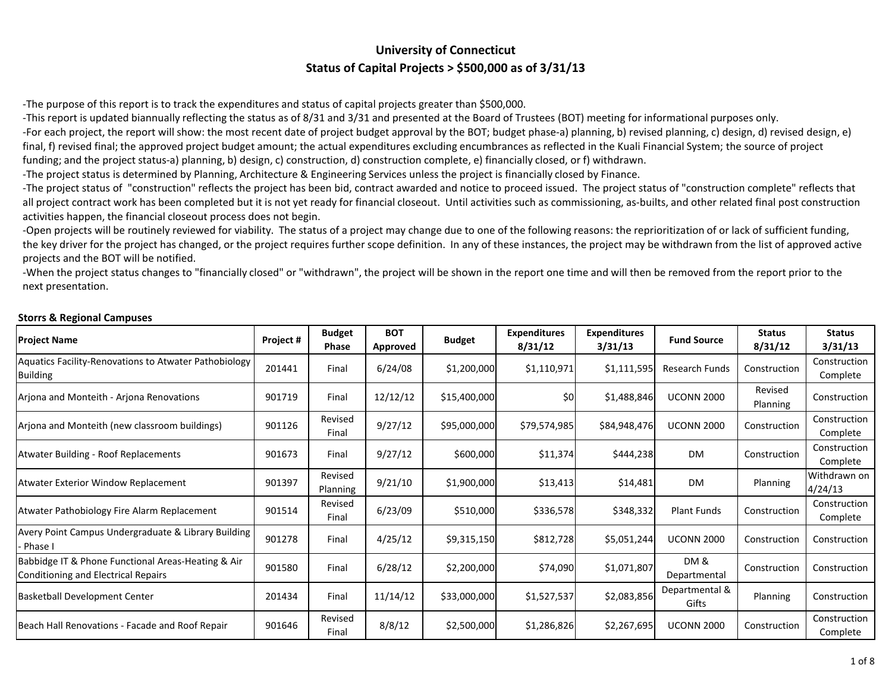# University of Connecticut
## Status of Capital Projects > $500,000 as of 3/31/13

-The purpose of this report is to track the expenditures and status of capital projects greater than $500,000.
-This report is updated biannually reflecting the status as of 8/31 and 3/31 and presented at the Board of Trustees (BOT) meeting for informational purposes only.
-For each project, the report will show: the most recent date of project budget approval by the BOT; budget phase-a) planning, b) revised planning, c) design, d) revised design, e) final, f) revised final; the approved project budget amount; the actual expenditures excluding encumbrances as reflected in the Kuali Financial System; the source of project funding; and the project status-a) planning, b) design, c) construction, d) construction complete, e) financially closed, or f) withdrawn.
-The project status is determined by Planning, Architecture & Engineering Services unless the project is financially closed by Finance.
-The project status of "construction" reflects the project has been bid, contract awarded and notice to proceed issued. The project status of "construction complete" reflects that all project contract work has been completed but it is not yet ready for financial closeout. Until activities such as commissioning, as-builts, and other related final post construction activities happen, the financial closeout process does not begin.
-Open projects will be routinely reviewed for viability. The status of a project may change due to one of the following reasons: the reprioritization of or lack of sufficient funding, the key driver for the project has changed, or the project requires further scope definition. In any of these instances, the project may be withdrawn from the list of approved active projects and the BOT will be notified.
-When the project status changes to "financially closed" or "withdrawn", the project will be shown in the report one time and will then be removed from the report prior to the next presentation.

**Storrs & Regional Campuses**

| Project Name | Project # | Budget Phase | BOT Approved | Budget | Expenditures 8/31/12 | Expenditures 3/31/13 | Fund Source | Status 8/31/12 | Status 3/31/13 |
|---|---|---|---|---|---|---|---|---|---|
| Aquatics Facility-Renovations to Atwater Pathobiology Building | 201441 | Final | 6/24/08 | $1,200,000 | $1,110,971 | $1,111,595 | Research Funds | Construction | Construction Complete |
| Arjona and Monteith - Arjona Renovations | 901719 | Final | 12/12/12 | $15,400,000 | $0 | $1,488,846 | UCONN 2000 | Revised Planning | Construction |
| Arjona and Monteith (new classroom buildings) | 901126 | Revised Final | 9/27/12 | $95,000,000 | $79,574,985 | $84,948,476 | UCONN 2000 | Construction | Construction Complete |
| Atwater Building - Roof Replacements | 901673 | Final | 9/27/12 | $600,000 | $11,374 | $444,238 | DM | Construction | Construction Complete |
| Atwater Exterior Window Replacement | 901397 | Revised Planning | 9/21/10 | $1,900,000 | $13,413 | $14,481 | DM | Planning | Withdrawn on 4/24/13 |
| Atwater Pathobiology Fire Alarm Replacement | 901514 | Revised Final | 6/23/09 | $510,000 | $336,578 | $348,332 | Plant Funds | Construction | Construction Complete |
| Avery Point Campus Undergraduate & Library Building - Phase I | 901278 | Final | 4/25/12 | $9,315,150 | $812,728 | $5,051,244 | UCONN 2000 | Construction | Construction |
| Babbidge IT & Phone Functional Areas-Heating & Air Conditioning and Electrical Repairs | 901580 | Final | 6/28/12 | $2,200,000 | $74,090 | $1,071,807 | DM & Departmental | Construction | Construction |
| Basketball Development Center | 201434 | Final | 11/14/12 | $33,000,000 | $1,527,537 | $2,083,856 | Departmental & Gifts | Planning | Construction |
| Beach Hall Renovations - Facade and Roof Repair | 901646 | Revised Final | 8/8/12 | $2,500,000 | $1,286,826 | $2,267,695 | UCONN 2000 | Construction | Construction Complete |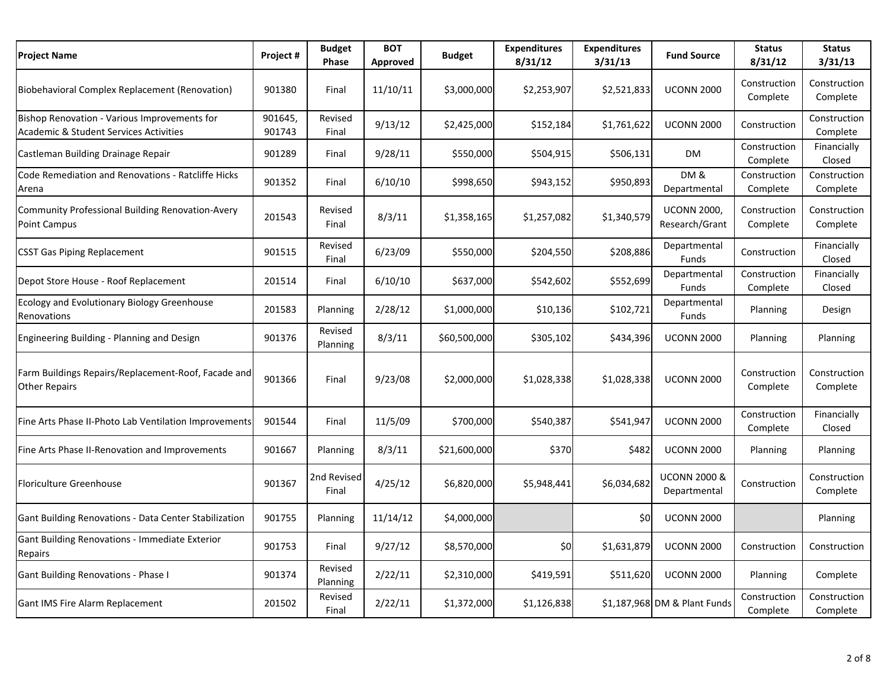| Project Name | Project # | Budget Phase | BOT Approved | Budget | Expenditures 8/31/12 | Expenditures 3/31/13 | Fund Source | Status 8/31/12 | Status 3/31/13 |
|---|---|---|---|---|---|---|---|---|---|
| Biobehavioral Complex Replacement (Renovation) | 901380 | Final | 11/10/11 | $3,000,000 | $2,253,907 | $2,521,833 | UCONN 2000 | Construction Complete | Construction Complete |
| Bishop Renovation - Various Improvements for Academic & Student Services Activities | 901645, 901743 | Revised Final | 9/13/12 | $2,425,000 | $152,184 | $1,761,622 | UCONN 2000 | Construction | Construction Complete |
| Castleman Building Drainage Repair | 901289 | Final | 9/28/11 | $550,000 | $504,915 | $506,131 | DM | Construction Complete | Financially Closed |
| Code Remediation and Renovations - Ratcliffe Hicks Arena | 901352 | Final | 6/10/10 | $998,650 | $943,152 | $950,893 | DM & Departmental | Construction Complete | Construction Complete |
| Community Professional Building Renovation-Avery Point Campus | 201543 | Revised Final | 8/3/11 | $1,358,165 | $1,257,082 | $1,340,579 | UCONN 2000, Research/Grant | Construction Complete | Construction Complete |
| CSST Gas Piping Replacement | 901515 | Revised Final | 6/23/09 | $550,000 | $204,550 | $208,886 | Departmental Funds | Construction | Financially Closed |
| Depot Store House - Roof Replacement | 201514 | Final | 6/10/10 | $637,000 | $542,602 | $552,699 | Departmental Funds | Construction Complete | Financially Closed |
| Ecology and Evolutionary Biology Greenhouse Renovations | 201583 | Planning | 2/28/12 | $1,000,000 | $10,136 | $102,721 | Departmental Funds | Planning | Design |
| Engineering Building - Planning and Design | 901376 | Revised Planning | 8/3/11 | $60,500,000 | $305,102 | $434,396 | UCONN 2000 | Planning | Planning |
| Farm Buildings Repairs/Replacement-Roof, Facade and Other Repairs | 901366 | Final | 9/23/08 | $2,000,000 | $1,028,338 | $1,028,338 | UCONN 2000 | Construction Complete | Construction Complete |
| Fine Arts Phase II-Photo Lab Ventilation Improvements | 901544 | Final | 11/5/09 | $700,000 | $540,387 | $541,947 | UCONN 2000 | Construction Complete | Financially Closed |
| Fine Arts Phase II-Renovation and Improvements | 901667 | Planning | 8/3/11 | $21,600,000 | $370 | $482 | UCONN 2000 | Planning | Planning |
| Floriculture Greenhouse | 901367 | 2nd Revised Final | 4/25/12 | $6,820,000 | $5,948,441 | $6,034,682 | UCONN 2000 & Departmental | Construction | Construction Complete |
| Gant Building Renovations - Data Center Stabilization | 901755 | Planning | 11/14/12 | $4,000,000 | | $0 | UCONN 2000 | | Planning |
| Gant Building Renovations - Immediate Exterior Repairs | 901753 | Final | 9/27/12 | $8,570,000 | $0 | $1,631,879 | UCONN 2000 | Construction | Construction |
| Gant Building Renovations - Phase I | 901374 | Revised Planning | 2/22/11 | $2,310,000 | $419,591 | $511,620 | UCONN 2000 | Planning | Complete |
| Gant IMS Fire Alarm Replacement | 201502 | Revised Final | 2/22/11 | $1,372,000 | $1,126,838 | $1,187,968 | DM & Plant Funds | Construction Complete | Construction Complete |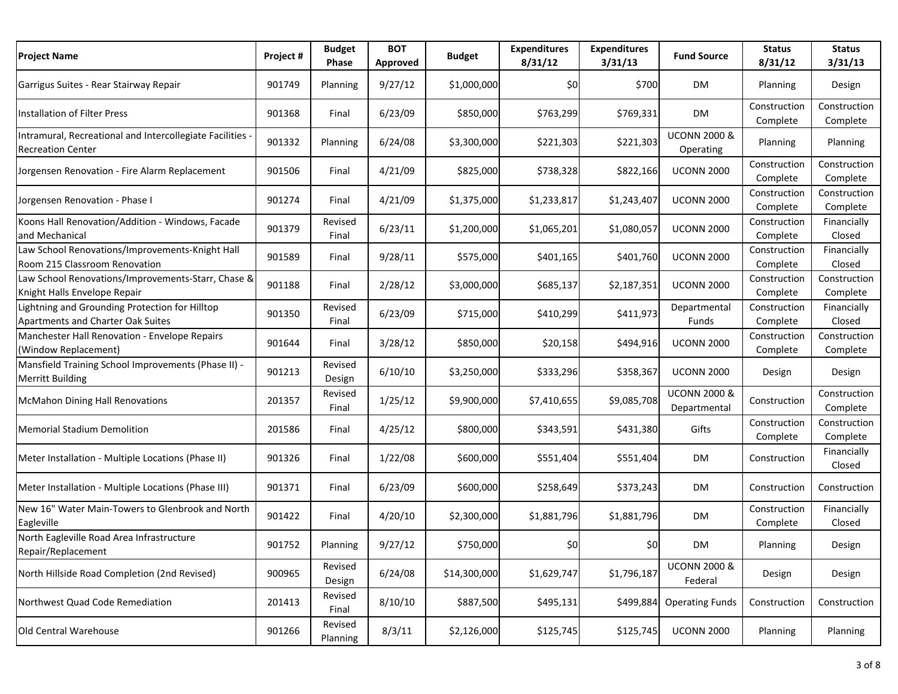| Project Name | Project # | Budget Phase | BOT Approved | Budget | Expenditures 8/31/12 | Expenditures 3/31/13 | Fund Source | Status 8/31/12 | Status 3/31/13 |
|---|---|---|---|---|---|---|---|---|---|
| Garrigus Suites - Rear Stairway Repair | 901749 | Planning | 9/27/12 | $1,000,000 | $0 | $700 | DM | Planning | Design |
| Installation of Filter Press | 901368 | Final | 6/23/09 | $850,000 | $763,299 | $769,331 | DM | Construction Complete | Construction Complete |
| Intramural, Recreational and Intercollegiate Facilities - Recreation Center | 901332 | Planning | 6/24/08 | $3,300,000 | $221,303 | $221,303 | UCONN 2000 & Operating | Planning | Planning |
| Jorgensen Renovation - Fire Alarm Replacement | 901506 | Final | 4/21/09 | $825,000 | $738,328 | $822,166 | UCONN 2000 | Construction Complete | Construction Complete |
| Jorgensen Renovation - Phase I | 901274 | Final | 4/21/09 | $1,375,000 | $1,233,817 | $1,243,407 | UCONN 2000 | Construction Complete | Construction Complete |
| Koons Hall Renovation/Addition - Windows, Facade and Mechanical | 901379 | Revised Final | 6/23/11 | $1,200,000 | $1,065,201 | $1,080,057 | UCONN 2000 | Construction Complete | Financially Closed |
| Law School Renovations/Improvements-Knight Hall Room 215 Classroom Renovation | 901589 | Final | 9/28/11 | $575,000 | $401,165 | $401,760 | UCONN 2000 | Construction Complete | Financially Closed |
| Law School Renovations/Improvements-Starr, Chase & Knight Halls Envelope Repair | 901188 | Final | 2/28/12 | $3,000,000 | $685,137 | $2,187,351 | UCONN 2000 | Construction Complete | Construction Complete |
| Lightning and Grounding Protection for Hilltop Apartments and Charter Oak Suites | 901350 | Revised Final | 6/23/09 | $715,000 | $410,299 | $411,973 | Departmental Funds | Construction Complete | Financially Closed |
| Manchester Hall Renovation - Envelope Repairs (Window Replacement) | 901644 | Final | 3/28/12 | $850,000 | $20,158 | $494,916 | UCONN 2000 | Construction Complete | Construction Complete |
| Mansfield Training School Improvements (Phase II) - Merritt Building | 901213 | Revised Design | 6/10/10 | $3,250,000 | $333,296 | $358,367 | UCONN 2000 | Design | Design |
| McMahon Dining Hall Renovations | 201357 | Revised Final | 1/25/12 | $9,900,000 | $7,410,655 | $9,085,708 | UCONN 2000 & Departmental | Construction | Construction Complete |
| Memorial Stadium Demolition | 201586 | Final | 4/25/12 | $800,000 | $343,591 | $431,380 | Gifts | Construction Complete | Construction Complete |
| Meter Installation - Multiple Locations (Phase II) | 901326 | Final | 1/22/08 | $600,000 | $551,404 | $551,404 | DM | Construction | Financially Closed |
| Meter Installation - Multiple Locations (Phase III) | 901371 | Final | 6/23/09 | $600,000 | $258,649 | $373,243 | DM | Construction | Construction |
| New 16" Water Main-Towers to Glenbrook and North Eagleville | 901422 | Final | 4/20/10 | $2,300,000 | $1,881,796 | $1,881,796 | DM | Construction Complete | Financially Closed |
| North Eagleville Road Area Infrastructure Repair/Replacement | 901752 | Planning | 9/27/12 | $750,000 | $0 | $0 | DM | Planning | Design |
| North Hillside Road Completion (2nd Revised) | 900965 | Revised Design | 6/24/08 | $14,300,000 | $1,629,747 | $1,796,187 | UCONN 2000 & Federal | Design | Design |
| Northwest Quad Code Remediation | 201413 | Revised Final | 8/10/10 | $887,500 | $495,131 | $499,884 | Operating Funds | Construction | Construction |
| Old Central Warehouse | 901266 | Revised Planning | 8/3/11 | $2,126,000 | $125,745 | $125,745 | UCONN 2000 | Planning | Planning |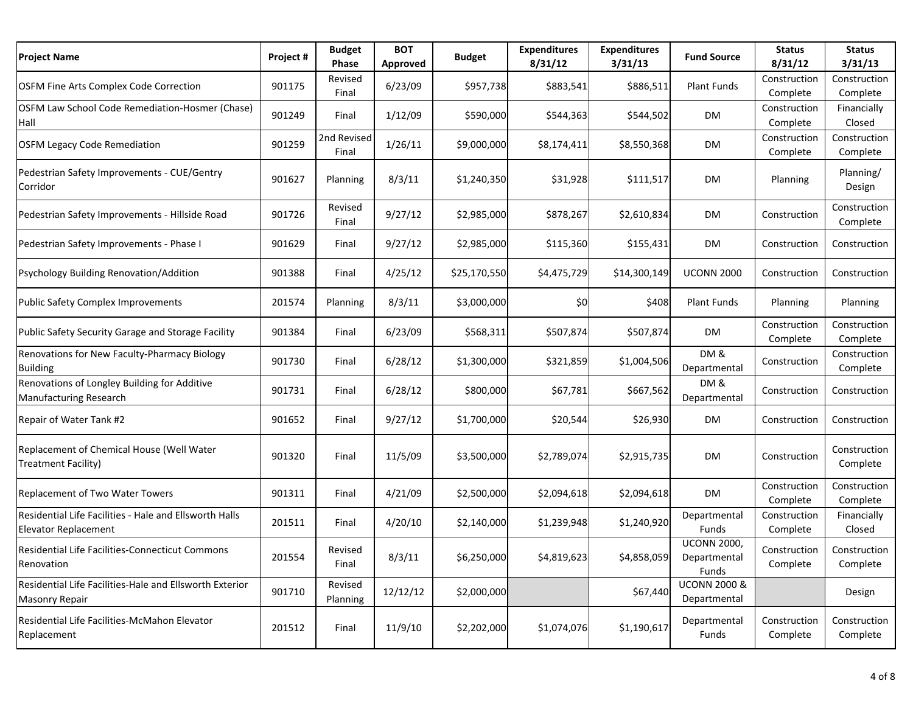| Project Name | Project # | Budget Phase | BOT Approved | Budget | Expenditures 8/31/12 | Expenditures 3/31/13 | Fund Source | Status 8/31/12 | Status 3/31/13 |
|---|---|---|---|---|---|---|---|---|---|
| OSFM Fine Arts Complex Code Correction | 901175 | Revised Final | 6/23/09 | $957,738 | $883,541 | $886,511 | Plant Funds | Construction Complete | Construction Complete |
| OSFM Law School Code Remediation-Hosmer (Chase) Hall | 901249 | Final | 1/12/09 | $590,000 | $544,363 | $544,502 | DM | Construction Complete | Financially Closed |
| OSFM Legacy Code Remediation | 901259 | 2nd Revised Final | 1/26/11 | $9,000,000 | $8,174,411 | $8,550,368 | DM | Construction Complete | Construction Complete |
| Pedestrian Safety Improvements - CUE/Gentry Corridor | 901627 | Planning | 8/3/11 | $1,240,350 | $31,928 | $111,517 | DM | Planning | Planning/ Design |
| Pedestrian Safety Improvements - Hillside Road | 901726 | Revised Final | 9/27/12 | $2,985,000 | $878,267 | $2,610,834 | DM | Construction | Construction Complete |
| Pedestrian Safety Improvements - Phase I | 901629 | Final | 9/27/12 | $2,985,000 | $115,360 | $155,431 | DM | Construction | Construction |
| Psychology Building Renovation/Addition | 901388 | Final | 4/25/12 | $25,170,550 | $4,475,729 | $14,300,149 | UCONN 2000 | Construction | Construction |
| Public Safety Complex Improvements | 201574 | Planning | 8/3/11 | $3,000,000 | $0 | $408 | Plant Funds | Planning | Planning |
| Public Safety Security Garage and Storage Facility | 901384 | Final | 6/23/09 | $568,311 | $507,874 | $507,874 | DM | Construction Complete | Construction Complete |
| Renovations for New Faculty-Pharmacy Biology Building | 901730 | Final | 6/28/12 | $1,300,000 | $321,859 | $1,004,506 | DM & Departmental | Construction | Construction Complete |
| Renovations of Longley Building for Additive Manufacturing Research | 901731 | Final | 6/28/12 | $800,000 | $67,781 | $667,562 | DM & Departmental | Construction | Construction |
| Repair of Water Tank #2 | 901652 | Final | 9/27/12 | $1,700,000 | $20,544 | $26,930 | DM | Construction | Construction |
| Replacement of Chemical House (Well Water Treatment Facility) | 901320 | Final | 11/5/09 | $3,500,000 | $2,789,074 | $2,915,735 | DM | Construction | Construction Complete |
| Replacement of Two Water Towers | 901311 | Final | 4/21/09 | $2,500,000 | $2,094,618 | $2,094,618 | DM | Construction Complete | Construction Complete |
| Residential Life Facilities - Hale and Ellsworth Halls Elevator Replacement | 201511 | Final | 4/20/10 | $2,140,000 | $1,239,948 | $1,240,920 | Departmental Funds | Construction Complete | Financially Closed |
| Residential Life Facilities-Connecticut Commons Renovation | 201554 | Revised Final | 8/3/11 | $6,250,000 | $4,819,623 | $4,858,059 | UCONN 2000, Departmental Funds | Construction Complete | Construction Complete |
| Residential Life Facilities-Hale and Ellsworth Exterior Masonry Repair | 901710 | Revised Planning | 12/12/12 | $2,000,000 | | $67,440 | UCONN 2000 & Departmental | | Design |
| Residential Life Facilities-McMahon Elevator Replacement | 201512 | Final | 11/9/10 | $2,202,000 | $1,074,076 | $1,190,617 | Departmental Funds | Construction Complete | Construction Complete |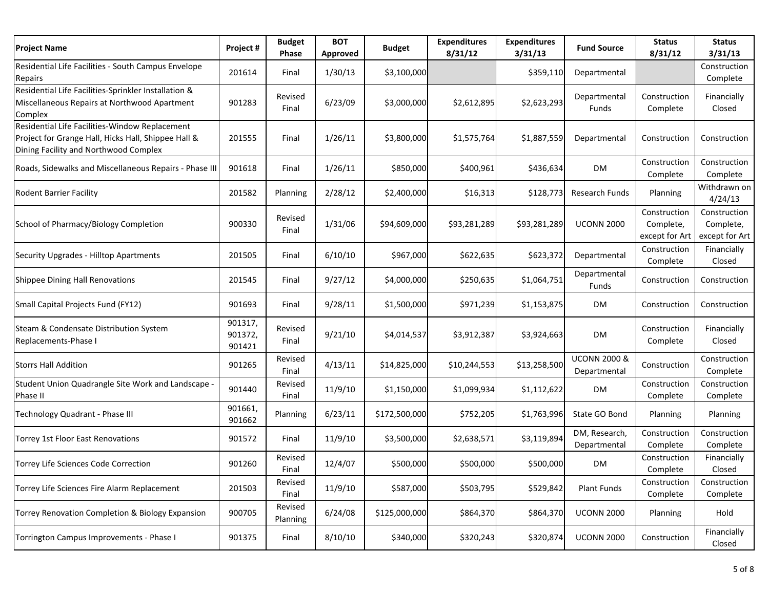| Project Name | Project # | Budget Phase | BOT Approved | Budget | Expenditures 8/31/12 | Expenditures 3/31/13 | Fund Source | Status 8/31/12 | Status 3/31/13 |
|---|---|---|---|---|---|---|---|---|---|
| Residential Life Facilities - South Campus Envelope Repairs | 201614 | Final | 1/30/13 | $3,100,000 | | $359,110 | Departmental | | Construction Complete |
| Residential Life Facilities-Sprinkler Installation & Miscellaneous Repairs at Northwood Apartment Complex | 901283 | Revised Final | 6/23/09 | $3,000,000 | $2,612,895 | $2,623,293 | Departmental Funds | Construction Complete | Financially Closed |
| Residential Life Facilities-Window Replacement Project for Grange Hall, Hicks Hall, Shippee Hall & Dining Facility and Northwood Complex | 201555 | Final | 1/26/11 | $3,800,000 | $1,575,764 | $1,887,559 | Departmental | Construction | Construction |
| Roads, Sidewalks and Miscellaneous Repairs - Phase III | 901618 | Final | 1/26/11 | $850,000 | $400,961 | $436,634 | DM | Construction Complete | Construction Complete |
| Rodent Barrier Facility | 201582 | Planning | 2/28/12 | $2,400,000 | $16,313 | $128,773 | Research Funds | Planning | Withdrawn on 4/24/13 |
| School of Pharmacy/Biology Completion | 900330 | Revised Final | 1/31/06 | $94,609,000 | $93,281,289 | $93,281,289 | UCONN 2000 | Construction Complete, except for Art | Construction Complete, except for Art |
| Security Upgrades - Hilltop Apartments | 201505 | Final | 6/10/10 | $967,000 | $622,635 | $623,372 | Departmental | Construction Complete | Financially Closed |
| Shippee Dining Hall Renovations | 201545 | Final | 9/27/12 | $4,000,000 | $250,635 | $1,064,751 | Departmental Funds | Construction | Construction |
| Small Capital Projects Fund (FY12) | 901693 | Final | 9/28/11 | $1,500,000 | $971,239 | $1,153,875 | DM | Construction | Construction |
| Steam & Condensate Distribution System Replacements-Phase I | 901317, 901372, 901421 | Revised Final | 9/21/10 | $4,014,537 | $3,912,387 | $3,924,663 | DM | Construction Complete | Financially Closed |
| Storrs Hall Addition | 901265 | Revised Final | 4/13/11 | $14,825,000 | $10,244,553 | $13,258,500 | UCONN 2000 & Departmental | Construction | Construction Complete |
| Student Union Quadrangle Site Work and Landscape - Phase II | 901440 | Revised Final | 11/9/10 | $1,150,000 | $1,099,934 | $1,112,622 | DM | Construction Complete | Construction Complete |
| Technology Quadrant - Phase III | 901661, 901662 | Planning | 6/23/11 | $172,500,000 | $752,205 | $1,763,996 | State GO Bond | Planning | Planning |
| Torrey 1st Floor East Renovations | 901572 | Final | 11/9/10 | $3,500,000 | $2,638,571 | $3,119,894 | DM, Research, Departmental | Construction Complete | Construction Complete |
| Torrey Life Sciences Code Correction | 901260 | Revised Final | 12/4/07 | $500,000 | $500,000 | $500,000 | DM | Construction Complete | Financially Closed |
| Torrey Life Sciences Fire Alarm Replacement | 201503 | Revised Final | 11/9/10 | $587,000 | $503,795 | $529,842 | Plant Funds | Construction Complete | Construction Complete |
| Torrey Renovation Completion & Biology Expansion | 900705 | Revised Planning | 6/24/08 | $125,000,000 | $864,370 | $864,370 | UCONN 2000 | Planning | Hold |
| Torrington Campus Improvements - Phase I | 901375 | Final | 8/10/10 | $340,000 | $320,243 | $320,874 | UCONN 2000 | Construction | Financially Closed |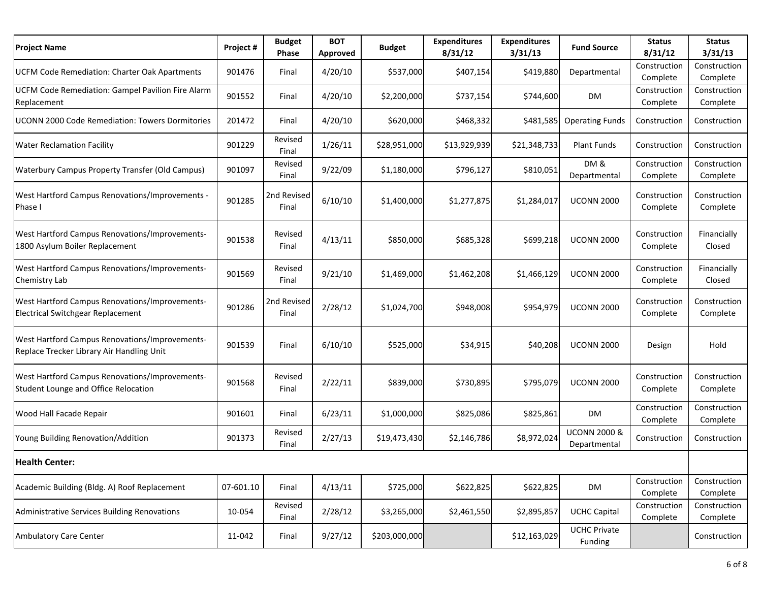| Project Name | Project # | Budget Phase | BOT Approved | Budget | Expenditures 8/31/12 | Expenditures 3/31/13 | Fund Source | Status 8/31/12 | Status 3/31/13 |
|---|---|---|---|---|---|---|---|---|---|
| UCFM Code Remediation: Charter Oak Apartments | 901476 | Final | 4/20/10 | $537,000 | $407,154 | $419,880 | Departmental | Construction Complete | Construction Complete |
| UCFM Code Remediation: Gampel Pavilion Fire Alarm Replacement | 901552 | Final | 4/20/10 | $2,200,000 | $737,154 | $744,600 | DM | Construction Complete | Construction Complete |
| UCONN 2000 Code Remediation: Towers Dormitories | 201472 | Final | 4/20/10 | $620,000 | $468,332 | $481,585 | Operating Funds | Construction | Construction |
| Water Reclamation Facility | 901229 | Revised Final | 1/26/11 | $28,951,000 | $13,929,939 | $21,348,733 | Plant Funds | Construction | Construction |
| Waterbury Campus Property Transfer (Old Campus) | 901097 | Revised Final | 9/22/09 | $1,180,000 | $796,127 | $810,051 | DM & Departmental | Construction Complete | Construction Complete |
| West Hartford Campus Renovations/Improvements - Phase I | 901285 | 2nd Revised Final | 6/10/10 | $1,400,000 | $1,277,875 | $1,284,017 | UCONN 2000 | Construction Complete | Construction Complete |
| West Hartford Campus Renovations/Improvements-1800 Asylum Boiler Replacement | 901538 | Revised Final | 4/13/11 | $850,000 | $685,328 | $699,218 | UCONN 2000 | Construction Complete | Financially Closed |
| West Hartford Campus Renovations/Improvements-Chemistry Lab | 901569 | Revised Final | 9/21/10 | $1,469,000 | $1,462,208 | $1,466,129 | UCONN 2000 | Construction Complete | Financially Closed |
| West Hartford Campus Renovations/Improvements-Electrical Switchgear Replacement | 901286 | 2nd Revised Final | 2/28/12 | $1,024,700 | $948,008 | $954,979 | UCONN 2000 | Construction Complete | Construction Complete |
| West Hartford Campus Renovations/Improvements-Replace Trecker Library Air Handling Unit | 901539 | Final | 6/10/10 | $525,000 | $34,915 | $40,208 | UCONN 2000 | Design | Hold |
| West Hartford Campus Renovations/Improvements-Student Lounge and Office Relocation | 901568 | Revised Final | 2/22/11 | $839,000 | $730,895 | $795,079 | UCONN 2000 | Construction Complete | Construction Complete |
| Wood Hall Facade Repair | 901601 | Final | 6/23/11 | $1,000,000 | $825,086 | $825,861 | DM | Construction Complete | Construction Complete |
| Young Building Renovation/Addition | 901373 | Revised Final | 2/27/13 | $19,473,430 | $2,146,786 | $8,972,024 | UCONN 2000 & Departmental | Construction | Construction |
| **Health Center:** | | | | | | | | | |
| Academic Building (Bldg. A) Roof Replacement | 07-601.10 | Final | 4/13/11 | $725,000 | $622,825 | $622,825 | DM | Construction Complete | Construction Complete |
| Administrative Services Building Renovations | 10-054 | Revised Final | 2/28/12 | $3,265,000 | $2,461,550 | $2,895,857 | UCHC Capital | Construction Complete | Construction Complete |
| Ambulatory Care Center | 11-042 | Final | 9/27/12 | $203,000,000 | | $12,163,029 | UCHC Private Funding | | Construction |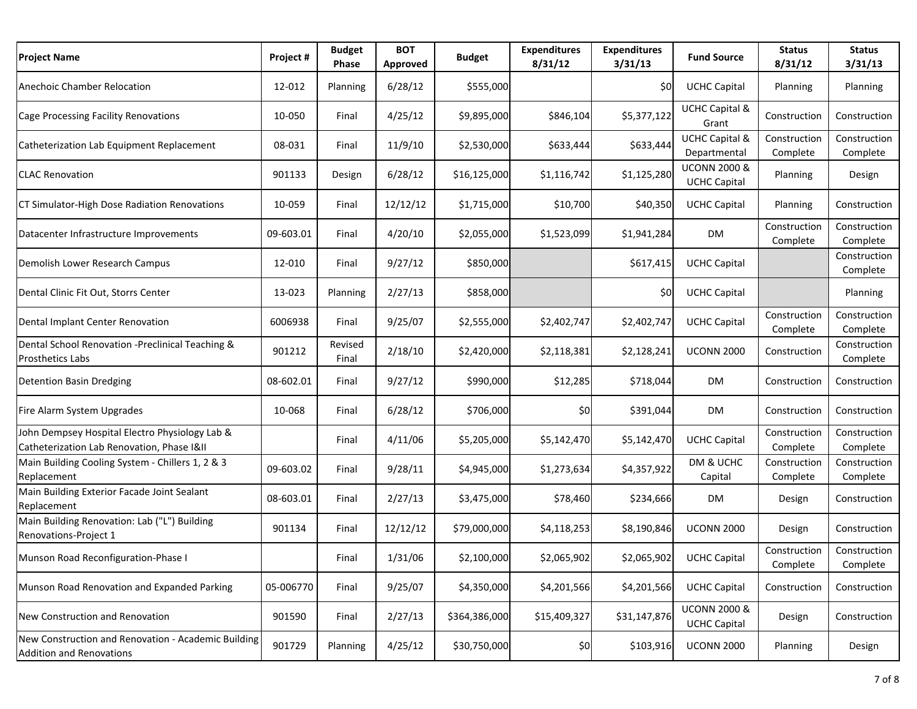| Project Name | Project # | Budget Phase | BOT Approved | Budget | Expenditures 8/31/12 | Expenditures 3/31/13 | Fund Source | Status 8/31/12 | Status 3/31/13 |
|---|---|---|---|---|---|---|---|---|---|
| Anechoic Chamber Relocation | 12-012 | Planning | 6/28/12 | $555,000 | | $0 | UCHC Capital | Planning | Planning |
| Cage Processing Facility Renovations | 10-050 | Final | 4/25/12 | $9,895,000 | $846,104 | $5,377,122 | UCHC Capital & Grant | Construction | Construction |
| Catheterization Lab Equipment Replacement | 08-031 | Final | 11/9/10 | $2,530,000 | $633,444 | $633,444 | UCHC Capital & Departmental | Construction Complete | Construction Complete |
| CLAC Renovation | 901133 | Design | 6/28/12 | $16,125,000 | $1,116,742 | $1,125,280 | UCONN 2000 & UCHC Capital | Planning | Design |
| CT Simulator-High Dose Radiation Renovations | 10-059 | Final | 12/12/12 | $1,715,000 | $10,700 | $40,350 | UCHC Capital | Planning | Construction |
| Datacenter Infrastructure Improvements | 09-603.01 | Final | 4/20/10 | $2,055,000 | $1,523,099 | $1,941,284 | DM | Construction Complete | Construction Complete |
| Demolish Lower Research Campus | 12-010 | Final | 9/27/12 | $850,000 | | $617,415 | UCHC Capital | | Construction Complete |
| Dental Clinic Fit Out, Storrs Center | 13-023 | Planning | 2/27/13 | $858,000 | | $0 | UCHC Capital | | Planning |
| Dental Implant Center Renovation | 6006938 | Final | 9/25/07 | $2,555,000 | $2,402,747 | $2,402,747 | UCHC Capital | Construction Complete | Construction Complete |
| Dental School Renovation -Preclinical Teaching & Prosthetics Labs | 901212 | Revised Final | 2/18/10 | $2,420,000 | $2,118,381 | $2,128,241 | UCONN 2000 | Construction | Construction Complete |
| Detention Basin Dredging | 08-602.01 | Final | 9/27/12 | $990,000 | $12,285 | $718,044 | DM | Construction | Construction |
| Fire Alarm System Upgrades | 10-068 | Final | 6/28/12 | $706,000 | $0 | $391,044 | DM | Construction | Construction |
| John Dempsey Hospital Electro Physiology Lab & Catheterization Lab Renovation, Phase I&II | | Final | 4/11/06 | $5,205,000 | $5,142,470 | $5,142,470 | UCHC Capital | Construction Complete | Construction Complete |
| Main Building Cooling System - Chillers 1, 2 & 3 Replacement | 09-603.02 | Final | 9/28/11 | $4,945,000 | $1,273,634 | $4,357,922 | DM & UCHC Capital | Construction Complete | Construction Complete |
| Main Building Exterior Facade Joint Sealant Replacement | 08-603.01 | Final | 2/27/13 | $3,475,000 | $78,460 | $234,666 | DM | Design | Construction |
| Main Building Renovation: Lab ("L") Building Renovations-Project 1 | 901134 | Final | 12/12/12 | $79,000,000 | $4,118,253 | $8,190,846 | UCONN 2000 | Design | Construction |
| Munson Road Reconfiguration-Phase I | | Final | 1/31/06 | $2,100,000 | $2,065,902 | $2,065,902 | UCHC Capital | Construction Complete | Construction Complete |
| Munson Road Renovation and Expanded Parking | 05-006770 | Final | 9/25/07 | $4,350,000 | $4,201,566 | $4,201,566 | UCHC Capital | Construction | Construction |
| New Construction and Renovation | 901590 | Final | 2/27/13 | $364,386,000 | $15,409,327 | $31,147,876 | UCONN 2000 & UCHC Capital | Design | Construction |
| New Construction and Renovation - Academic Building Addition and Renovations | 901729 | Planning | 4/25/12 | $30,750,000 | $0 | $103,916 | UCONN 2000 | Planning | Design |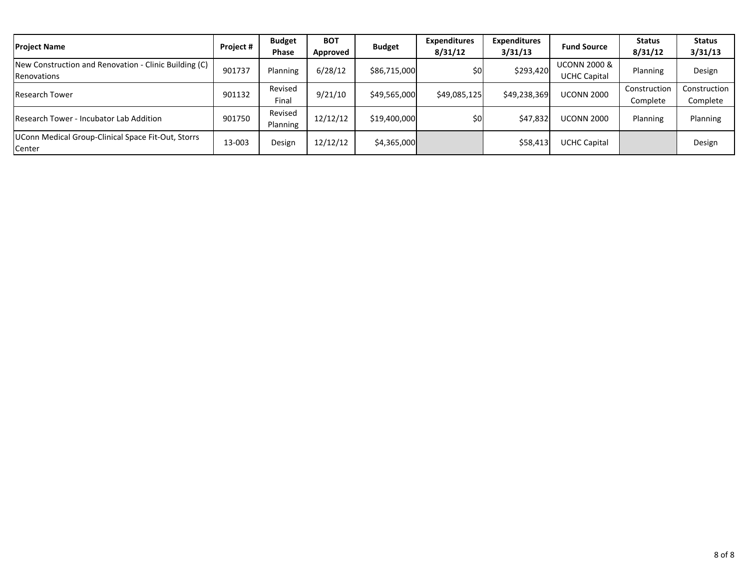| Project Name | Project # | Budget Phase | BOT Approved | Budget | Expenditures 8/31/12 | Expenditures 3/31/13 | Fund Source | Status 8/31/12 | Status 3/31/13 |
|---|---|---|---|---|---|---|---|---|---|
| New Construction and Renovation - Clinic Building (C) Renovations | 901737 | Planning | 6/28/12 | $86,715,000 | $0 | $293,420 | UCONN 2000 & UCHC Capital | Planning | Design |
| Research Tower | 901132 | Revised Final | 9/21/10 | $49,565,000 | $49,085,125 | $49,238,369 | UCONN 2000 | Construction Complete | Construction Complete |
| Research Tower - Incubator Lab Addition | 901750 | Revised Planning | 12/12/12 | $19,400,000 | $0 | $47,832 | UCONN 2000 | Planning | Planning |
| UConn Medical Group-Clinical Space Fit-Out, Storrs Center | 13-003 | Design | 12/12/12 | $4,365,000 | | $58,413 | UCHC Capital | | Design |